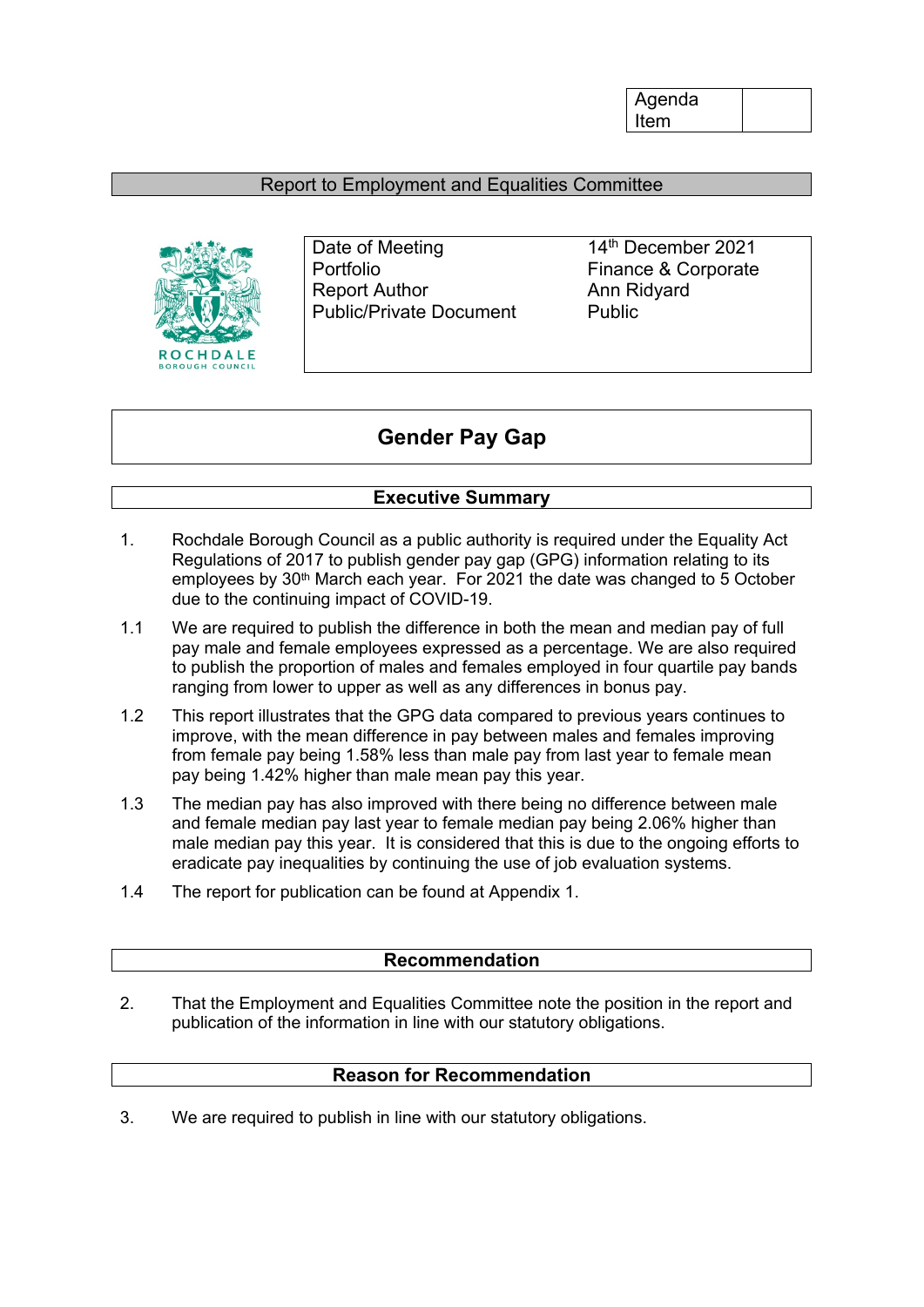| Agenda Item | |
|---|---|

Report to Employment and Equalities Committee

ROCHDALE BOROUGH COUNCIL

| | |
|---|---|
| Date of Meeting | 14th December 2021 |
| Portfolio | Finance & Corporate |
| Report Author | Ann Ridyard |
| Public/Private Document | Public |

# Gender Pay Gap

## Executive Summary

1. Rochdale Borough Council as a public authority is required under the Equality Act Regulations of 2017 to publish gender pay gap (GPG) information relating to its employees by 30th March each year. For 2021 the date was changed to 5 October due to the continuing impact of COVID-19.

1.1 We are required to publish the difference in both the mean and median pay of full pay male and female employees expressed as a percentage. We are also required to publish the proportion of males and females employed in four quartile pay bands ranging from lower to upper as well as any differences in bonus pay.

1.2 This report illustrates that the GPG data compared to previous years continues to improve, with the mean difference in pay between males and females improving from female pay being 1.58% less than male pay from last year to female mean pay being 1.42% higher than male mean pay this year.

1.3 The median pay has also improved with there being no difference between male and female median pay last year to female median pay being 2.06% higher than male median pay this year. It is considered that this is due to the ongoing efforts to eradicate pay inequalities by continuing the use of job evaluation systems.

1.4 The report for publication can be found at Appendix 1.

## Recommendation

2. That the Employment and Equalities Committee note the position in the report and publication of the information in line with our statutory obligations.

## Reason for Recommendation

3. We are required to publish in line with our statutory obligations.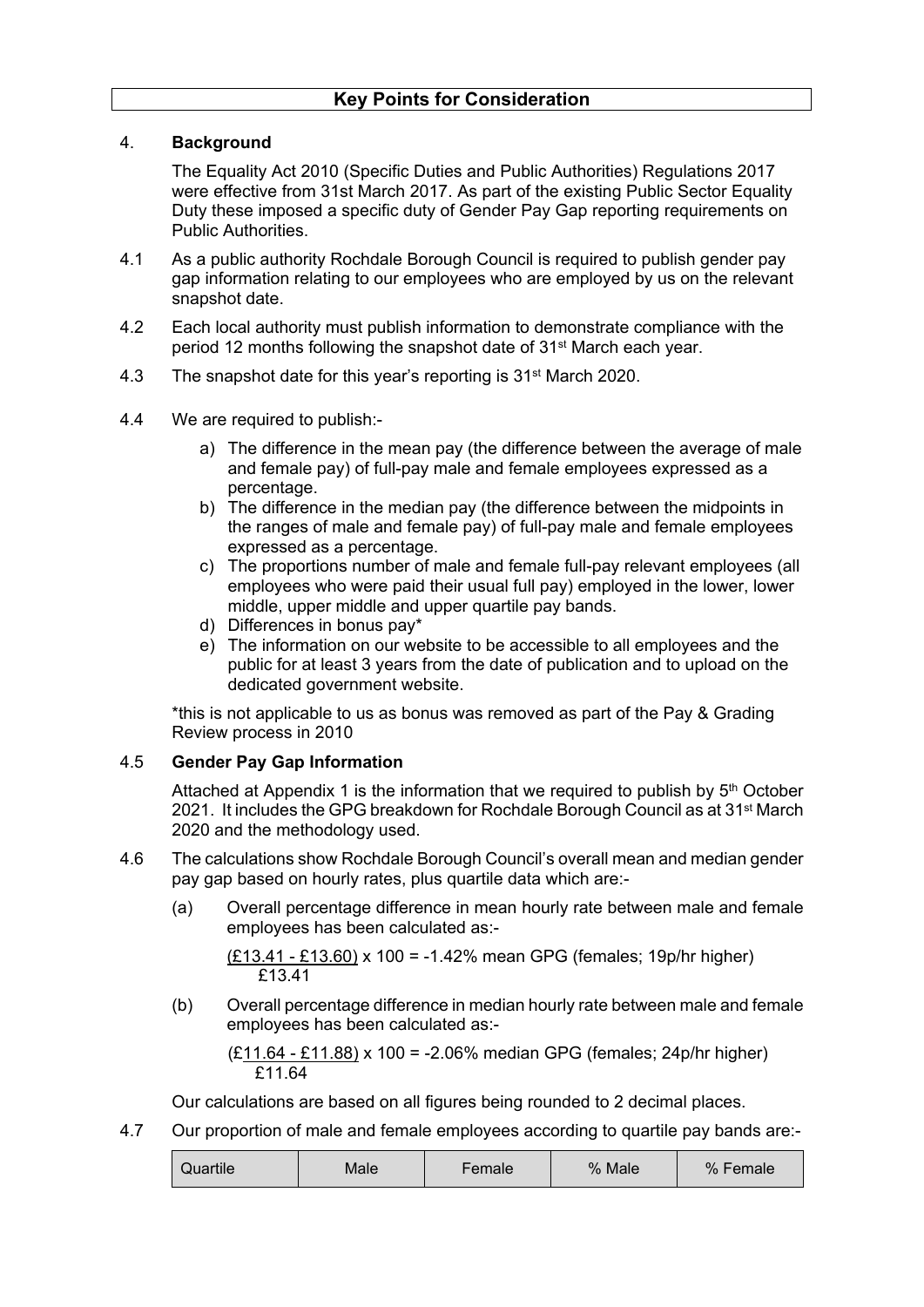## Key Points for Consideration

4. **Background**

The Equality Act 2010 (Specific Duties and Public Authorities) Regulations 2017 were effective from 31st March 2017. As part of the existing Public Sector Equality Duty these imposed a specific duty of Gender Pay Gap reporting requirements on Public Authorities.

4.1 As a public authority Rochdale Borough Council is required to publish gender pay gap information relating to our employees who are employed by us on the relevant snapshot date.

4.2 Each local authority must publish information to demonstrate compliance with the period 12 months following the snapshot date of 31st March each year.

4.3 The snapshot date for this year's reporting is 31st March 2020.

4.4 We are required to publish:-

a) The difference in the mean pay (the difference between the average of male and female pay) of full-pay male and female employees expressed as a percentage.
b) The difference in the median pay (the difference between the midpoints in the ranges of male and female pay) of full-pay male and female employees expressed as a percentage.
c) The proportions number of male and female full-pay relevant employees (all employees who were paid their usual full pay) employed in the lower, lower middle, upper middle and upper quartile pay bands.
d) Differences in bonus pay*
e) The information on our website to be accessible to all employees and the public for at least 3 years from the date of publication and to upload on the dedicated government website.

*this is not applicable to us as bonus was removed as part of the Pay & Grading Review process in 2010

4.5 **Gender Pay Gap Information**

Attached at Appendix 1 is the information that we required to publish by 5th October 2021. It includes the GPG breakdown for Rochdale Borough Council as at 31st March 2020 and the methodology used.

4.6 The calculations show Rochdale Borough Council's overall mean and median gender pay gap based on hourly rates, plus quartile data which are:-

(a) Overall percentage difference in mean hourly rate between male and female employees has been calculated as:-

$\frac{(£13.41 - £13.60)}{£13.41} \times 100 = -1.42\%$ mean GPG (females; 19p/hr higher)

(b) Overall percentage difference in median hourly rate between male and female employees has been calculated as:-

$\frac{(£11.64 - £11.88)}{£11.64} \times 100 = -2.06\%$ median GPG (females; 24p/hr higher)

Our calculations are based on all figures being rounded to 2 decimal places.

4.7 Our proportion of male and female employees according to quartile pay bands are:-

| Quartile | Male | Female | % Male | % Female |
|---|---|---|---|---|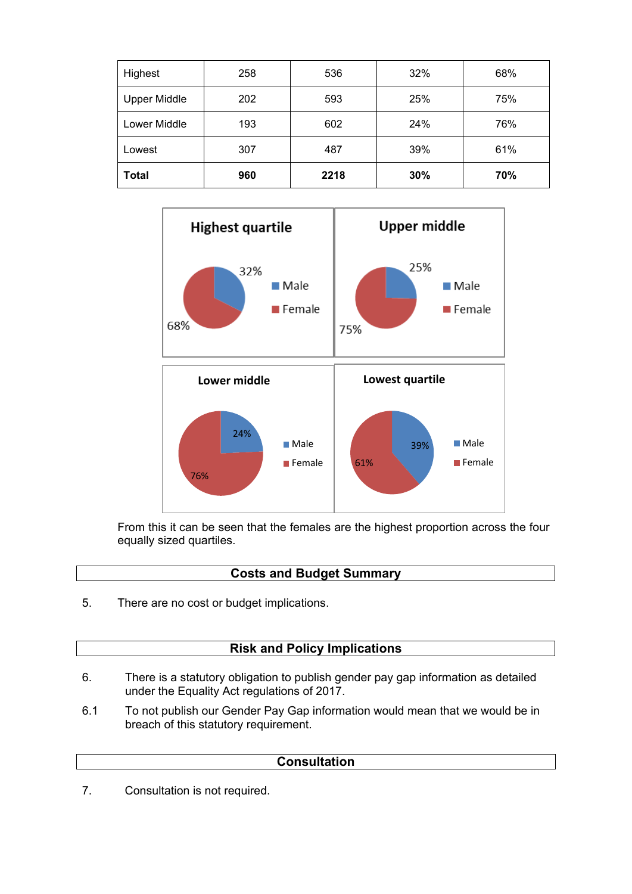| Highest | 258 | 536 | 32% | 68% |
|---|---|---|---|---|
| Upper Middle | 202 | 593 | 25% | 75% |
| Lower Middle | 193 | 602 | 24% | 76% |
| Lowest | 307 | 487 | 39% | 61% |
| **Total** | **960** | **2218** | **30%** | **70%** |

From this it can be seen that the females are the highest proportion across the four equally sized quartiles.

## Costs and Budget Summary

5. There are no cost or budget implications.

## Risk and Policy Implications

6. There is a statutory obligation to publish gender pay gap information as detailed under the Equality Act regulations of 2017.

6.1 To not publish our Gender Pay Gap information would mean that we would be in breach of this statutory requirement.

## Consultation

7. Consultation is not required.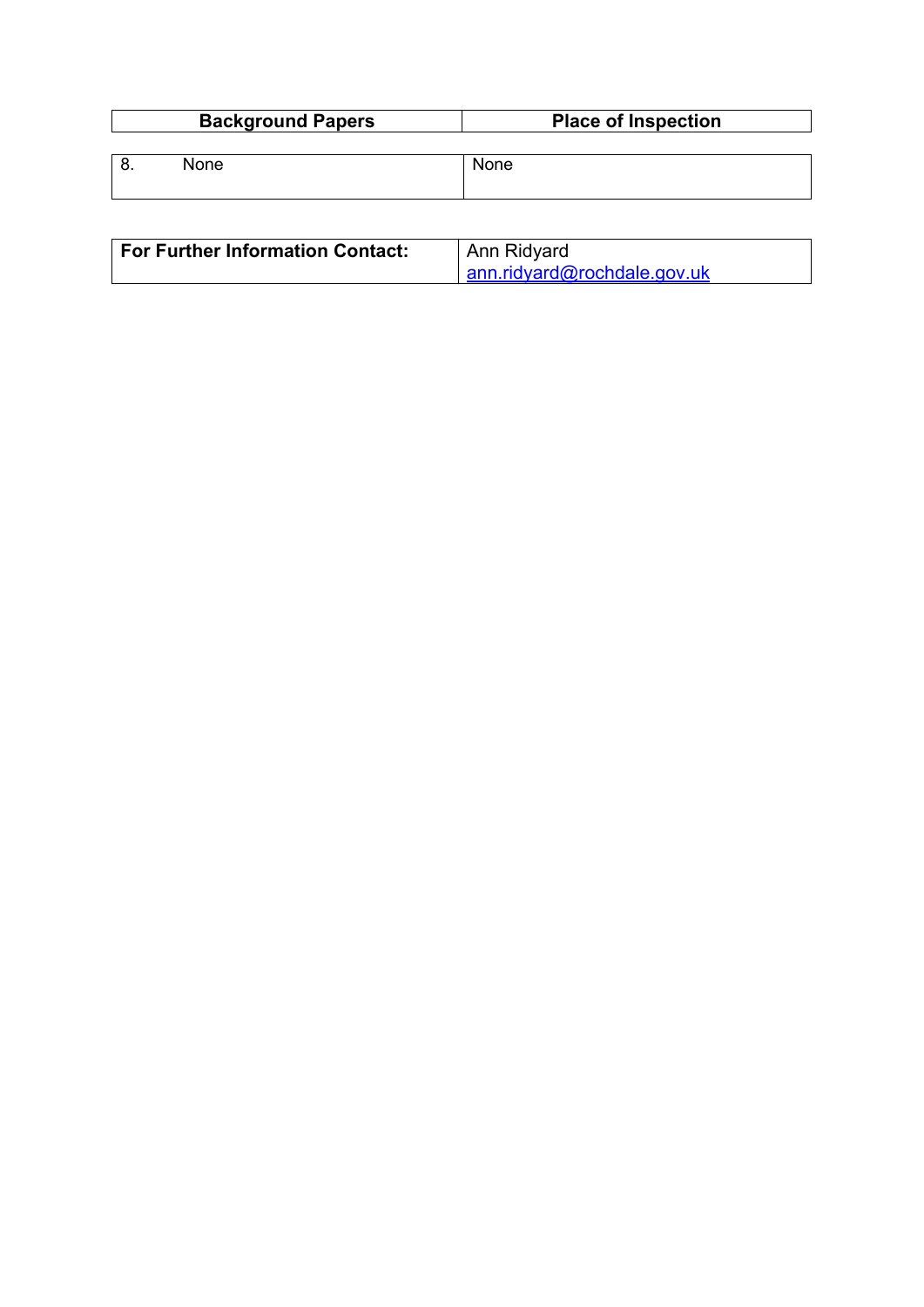| Background Papers | Place of Inspection |
|---|---|
| 8. None | None |

| **For Further Information Contact:** | Ann Ridyard<br>ann.ridyard@rochdale.gov.uk |
|---|---|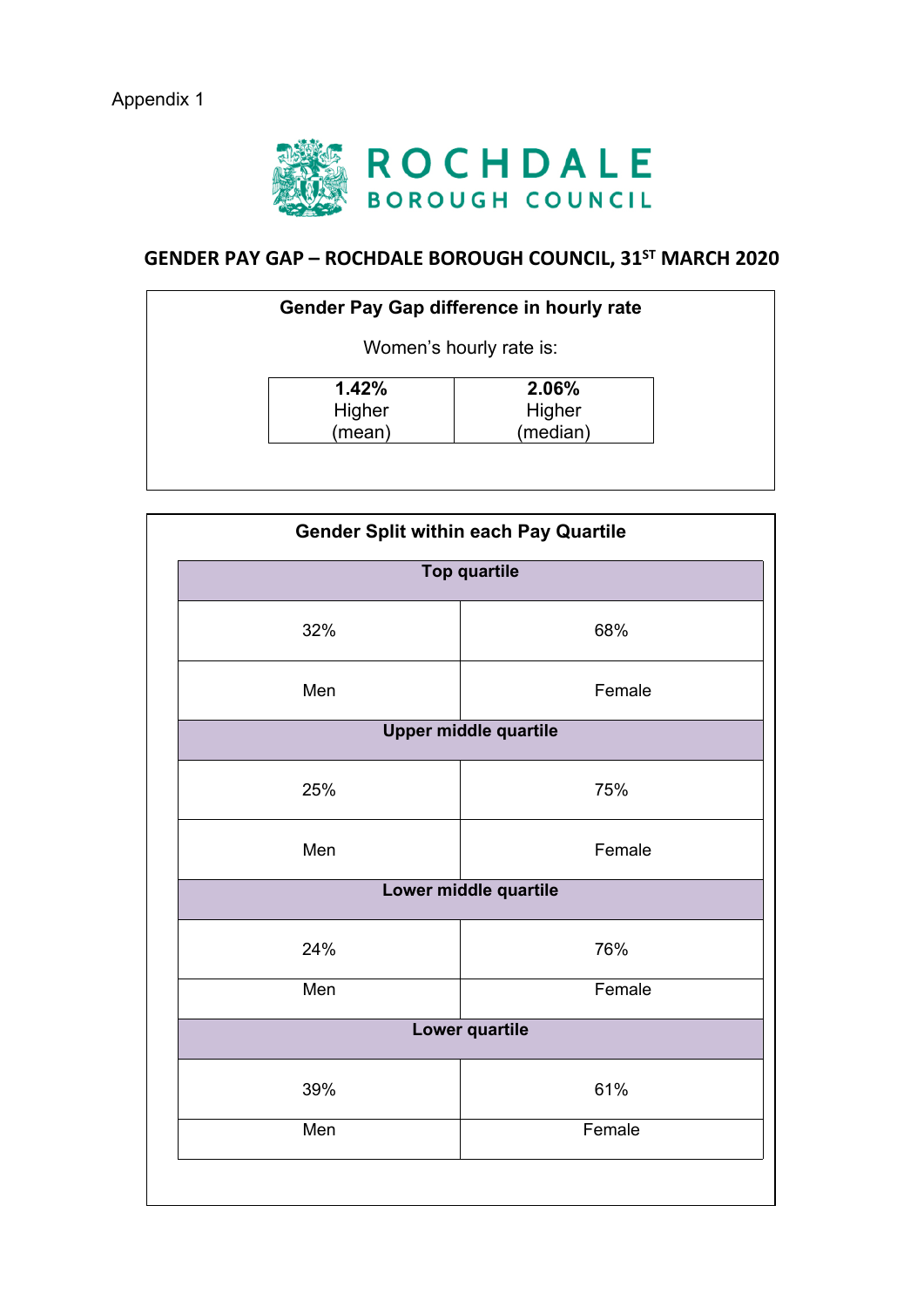Appendix 1

ROCHDALE BOROUGH COUNCIL

## GENDER PAY GAP – ROCHDALE BOROUGH COUNCIL, 31ST MARCH 2020

### Gender Pay Gap difference in hourly rate

Women's hourly rate is:

| **1.42%** Higher (mean) | **2.06%** Higher (median) |
|---|---|

### Gender Split within each Pay Quartile

| **Top quartile** | |
|---|---|
| 32% | 68% |
| Men | Female |
| **Upper middle quartile** | |
| 25% | 75% |
| Men | Female |
| **Lower middle quartile** | |
| 24% | 76% |
| Men | Female |
| **Lower quartile** | |
| 39% | 61% |
| Men | Female |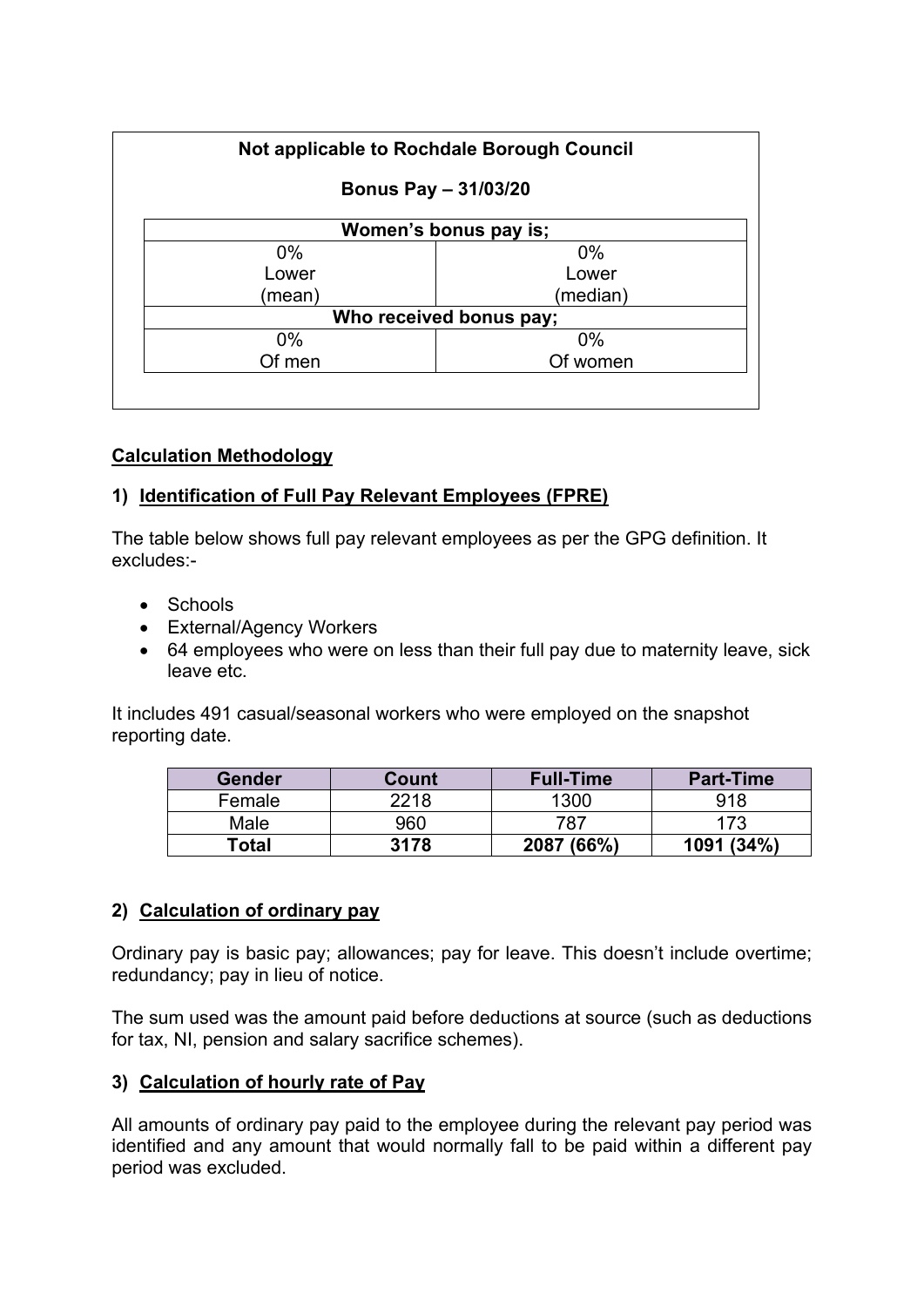**Not applicable to Rochdale Borough Council**

**Bonus Pay – 31/03/20**

| **Women's bonus pay is;** | |
|---|---|
| 0%<br>Lower<br>(mean) | 0%<br>Lower<br>(median) |
| **Who received bonus pay;** | |
| 0%<br>Of men | 0%<br>Of women |

## **Calculation Methodology**

### 1) Identification of Full Pay Relevant Employees (FPRE)

The table below shows full pay relevant employees as per the GPG definition. It excludes:-

- Schools
- External/Agency Workers
- 64 employees who were on less than their full pay due to maternity leave, sick leave etc.

It includes 491 casual/seasonal workers who were employed on the snapshot reporting date.

| Gender | Count | Full-Time | Part-Time |
|---|---|---|---|
| Female | 2218 | 1300 | 918 |
| Male | 960 | 787 | 173 |
| **Total** | **3178** | **2087 (66%)** | **1091 (34%)** |

### 2) Calculation of ordinary pay

Ordinary pay is basic pay; allowances; pay for leave. This doesn't include overtime; redundancy; pay in lieu of notice.

The sum used was the amount paid before deductions at source (such as deductions for tax, NI, pension and salary sacrifice schemes).

### 3) Calculation of hourly rate of Pay

All amounts of ordinary pay paid to the employee during the relevant pay period was identified and any amount that would normally fall to be paid within a different pay period was excluded.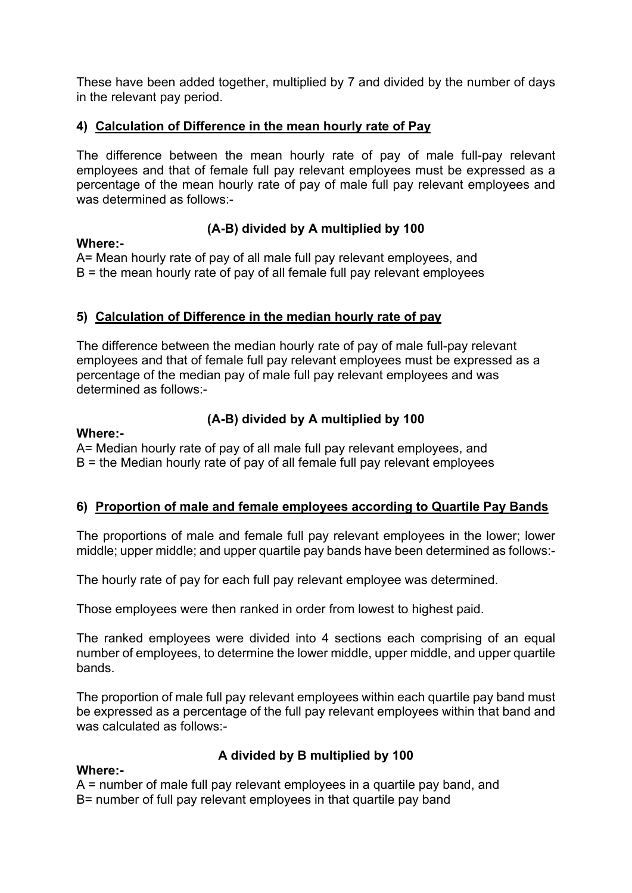These have been added together, multiplied by 7 and divided by the number of days in the relevant pay period.

## 4) Calculation of Difference in the mean hourly rate of Pay

The difference between the mean hourly rate of pay of male full-pay relevant employees and that of female full pay relevant employees must be expressed as a percentage of the mean hourly rate of pay of male full pay relevant employees and was determined as follows:-

**(A-B) divided by A multiplied by 100**

**Where:-**

A= Mean hourly rate of pay of all male full pay relevant employees, and
B = the mean hourly rate of pay of all female full pay relevant employees

## 5) Calculation of Difference in the median hourly rate of pay

The difference between the median hourly rate of pay of male full-pay relevant employees and that of female full pay relevant employees must be expressed as a percentage of the median pay of male full pay relevant employees and was determined as follows:-

**(A-B) divided by A multiplied by 100**

**Where:-**

A= Median hourly rate of pay of all male full pay relevant employees, and
B = the Median hourly rate of pay of all female full pay relevant employees

## 6) Proportion of male and female employees according to Quartile Pay Bands

The proportions of male and female full pay relevant employees in the lower; lower middle; upper middle; and upper quartile pay bands have been determined as follows:-

The hourly rate of pay for each full pay relevant employee was determined.

Those employees were then ranked in order from lowest to highest paid.

The ranked employees were divided into 4 sections each comprising of an equal number of employees, to determine the lower middle, upper middle, and upper quartile bands.

The proportion of male full pay relevant employees within each quartile pay band must be expressed as a percentage of the full pay relevant employees within that band and was calculated as follows:-

**A divided by B multiplied by 100**

**Where:-**

A = number of male full pay relevant employees in a quartile pay band, and
B= number of full pay relevant employees in that quartile pay band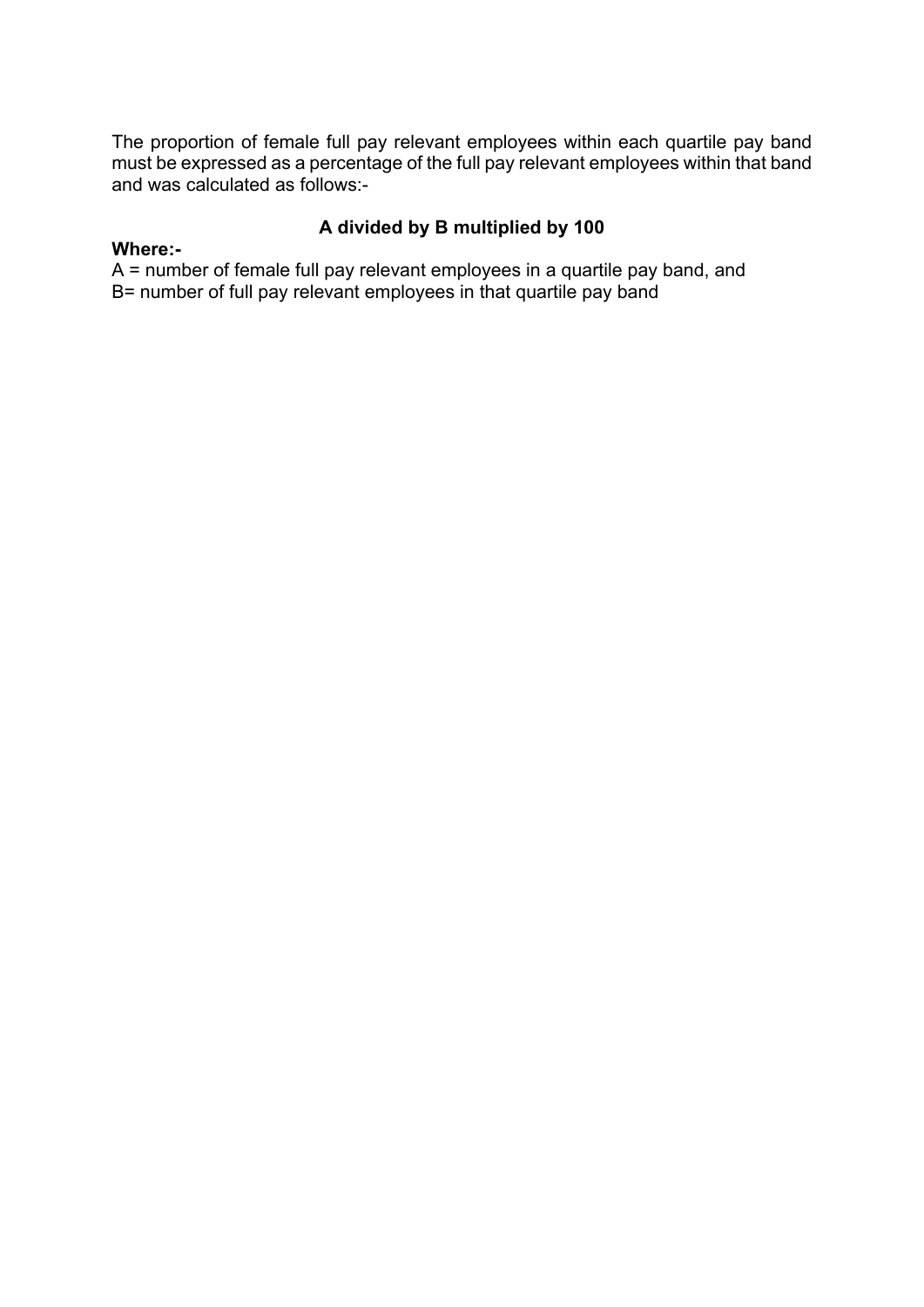The proportion of female full pay relevant employees within each quartile pay band must be expressed as a percentage of the full pay relevant employees within that band and was calculated as follows:-

**A divided by B multiplied by 100**

**Where:-**

A = number of female full pay relevant employees in a quartile pay band, and
B= number of full pay relevant employees in that quartile pay band